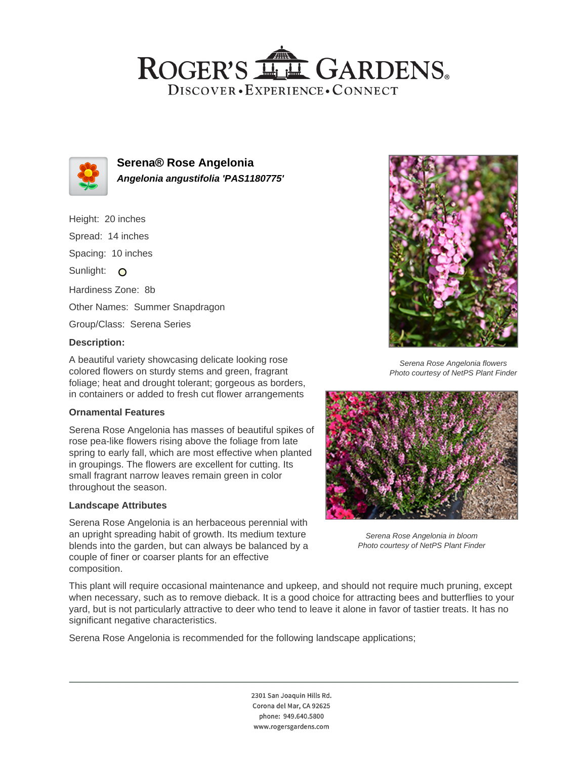# ROGER'S GARDENS

DISCOVER • EXPERIENCE • CONNECT

## Serena® Rose Angelonia

***Angelonia angustifolia 'PAS1180775'***

Height: 20 inches

Spread: 14 inches

Spacing: 10 inches

Sunlight:

Hardiness Zone: 8b

Other Names: Summer Snapdragon

Group/Class: Serena Series

### Description:

A beautiful variety showcasing delicate looking rose colored flowers on sturdy stems and green, fragrant foliage; heat and drought tolerant; gorgeous as borders, in containers or added to fresh cut flower arrangements

#### Ornamental Features

Serena Rose Angelonia has masses of beautiful spikes of rose pea-like flowers rising above the foliage from late spring to early fall, which are most effective when planted in groupings. The flowers are excellent for cutting. Its small fragrant narrow leaves remain green in color throughout the season.

#### Landscape Attributes

Serena Rose Angelonia is an herbaceous perennial with an upright spreading habit of growth. Its medium texture blends into the garden, but can always be balanced by a couple of finer or coarser plants for an effective composition.

This plant will require occasional maintenance and upkeep, and should not require much pruning, except when necessary, such as to remove dieback. It is a good choice for attracting bees and butterflies to your yard, but is not particularly attractive to deer who tend to leave it alone in favor of tastier treats. It has no significant negative characteristics.

Serena Rose Angelonia is recommended for the following landscape applications;

*Serena Rose Angelonia flowers*
*Photo courtesy of NetPS Plant Finder*

*Serena Rose Angelonia in bloom*
*Photo courtesy of NetPS Plant Finder*

2301 San Joaquin Hills Rd.
Corona del Mar, CA 92625
phone: 949.640.5800
www.rogersgardens.com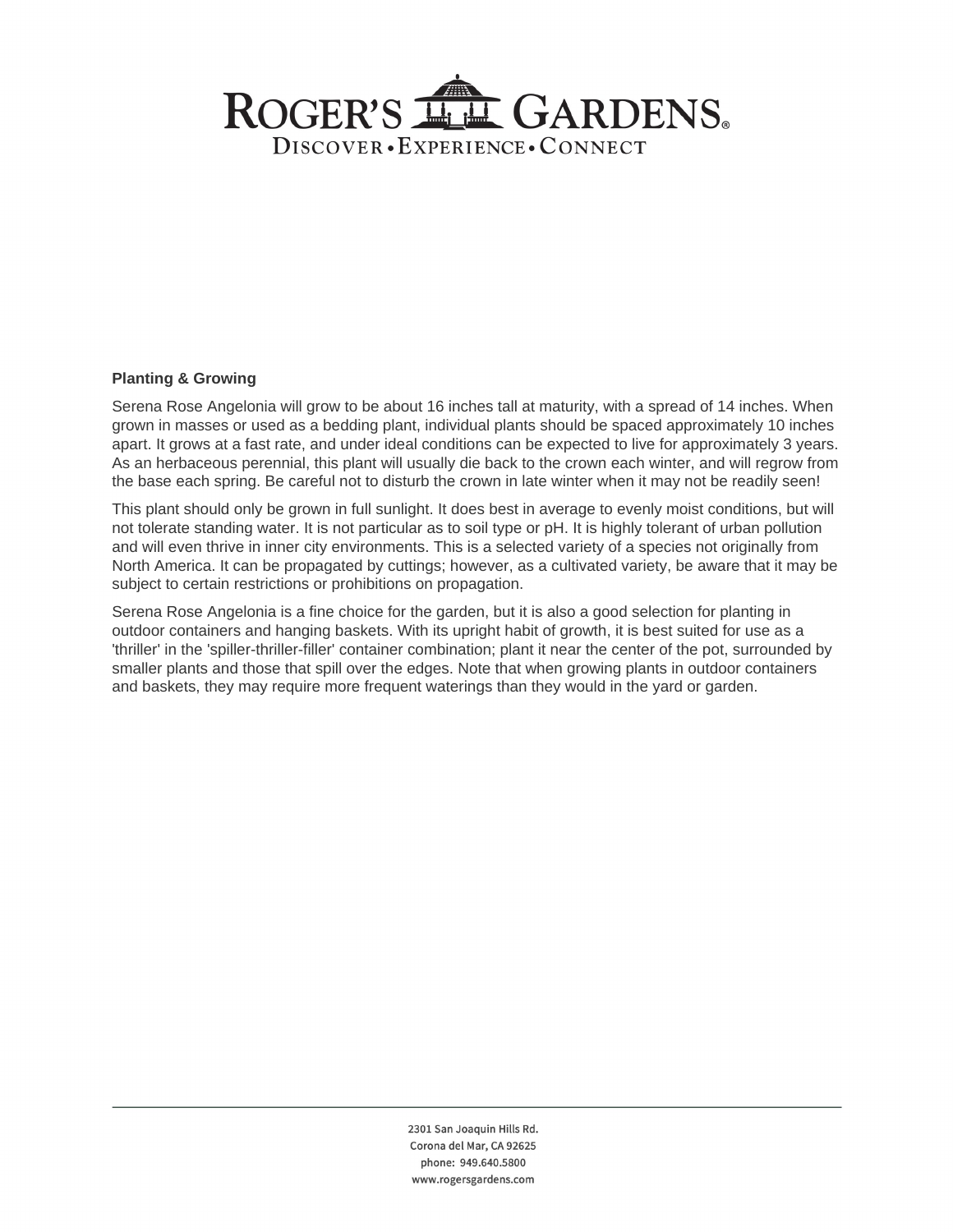**Planting & Growing**

Serena Rose Angelonia will grow to be about 16 inches tall at maturity, with a spread of 14 inches. When grown in masses or used as a bedding plant, individual plants should be spaced approximately 10 inches apart. It grows at a fast rate, and under ideal conditions can be expected to live for approximately 3 years. As an herbaceous perennial, this plant will usually die back to the crown each winter, and will regrow from the base each spring. Be careful not to disturb the crown in late winter when it may not be readily seen!

This plant should only be grown in full sunlight. It does best in average to evenly moist conditions, but will not tolerate standing water. It is not particular as to soil type or pH. It is highly tolerant of urban pollution and will even thrive in inner city environments. This is a selected variety of a species not originally from North America. It can be propagated by cuttings; however, as a cultivated variety, be aware that it may be subject to certain restrictions or prohibitions on propagation.

Serena Rose Angelonia is a fine choice for the garden, but it is also a good selection for planting in outdoor containers and hanging baskets. With its upright habit of growth, it is best suited for use as a 'thriller' in the 'spiller-thriller-filler' container combination; plant it near the center of the pot, surrounded by smaller plants and those that spill over the edges. Note that when growing plants in outdoor containers and baskets, they may require more frequent waterings than they would in the yard or garden.